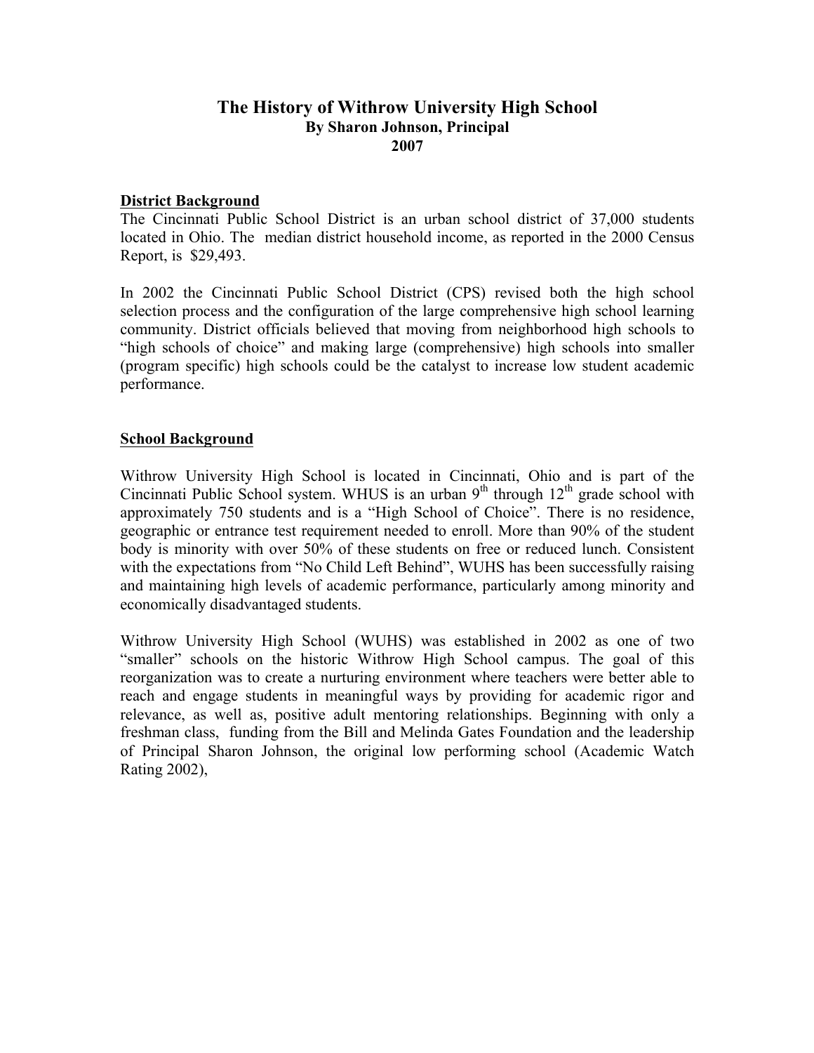# The History of Withrow University High School

**By Sharon Johnson, Principal**

**2007**

## District Background

The Cincinnati Public School District is an urban school district of 37,000 students located in Ohio. The median district household income, as reported in the 2000 Census Report, is $29,493.

In 2002 the Cincinnati Public School District (CPS) revised both the high school selection process and the configuration of the large comprehensive high school learning community. District officials believed that moving from neighborhood high schools to "high schools of choice" and making large (comprehensive) high schools into smaller (program specific) high schools could be the catalyst to increase low student academic performance.

## School Background

Withrow University High School is located in Cincinnati, Ohio and is part of the Cincinnati Public School system. WHUS is an urban 9th through 12th grade school with approximately 750 students and is a "High School of Choice". There is no residence, geographic or entrance test requirement needed to enroll. More than 90% of the student body is minority with over 50% of these students on free or reduced lunch. Consistent with the expectations from "No Child Left Behind", WUHS has been successfully raising and maintaining high levels of academic performance, particularly among minority and economically disadvantaged students.

Withrow University High School (WUHS) was established in 2002 as one of two "smaller" schools on the historic Withrow High School campus. The goal of this reorganization was to create a nurturing environment where teachers were better able to reach and engage students in meaningful ways by providing for academic rigor and relevance, as well as, positive adult mentoring relationships. Beginning with only a freshman class, funding from the Bill and Melinda Gates Foundation and the leadership of Principal Sharon Johnson, the original low performing school (Academic Watch Rating 2002),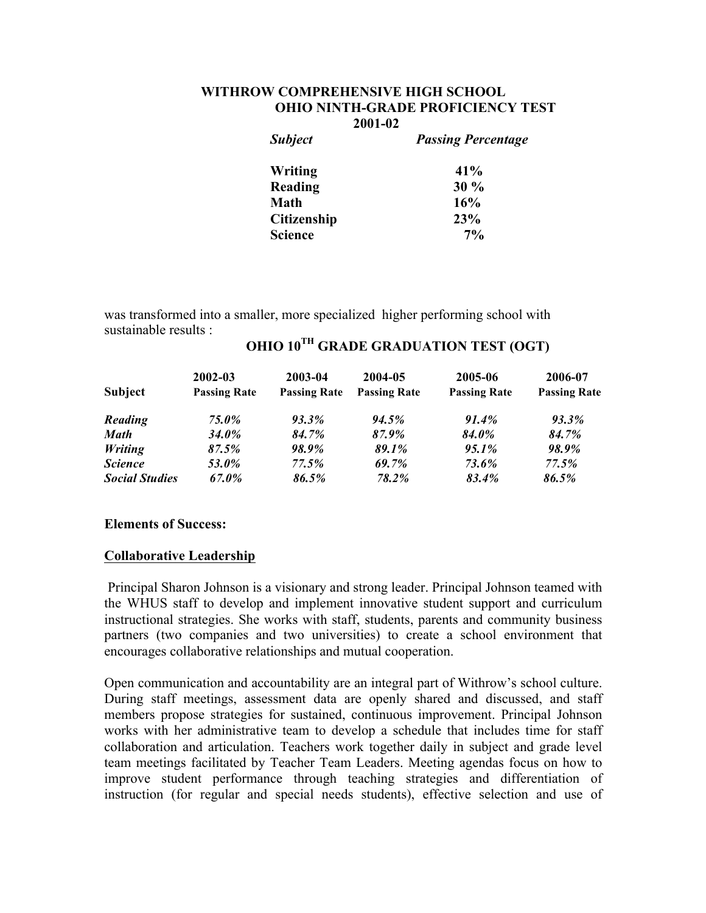**WITHROW COMPREHENSIVE HIGH SCHOOL**
**OHIO NINTH-GRADE PROFICIENCY TEST**
**2001-02**

| *Subject* | *Passing Percentage* |
|---|---|
| Writing | 41% |
| Reading | 30 % |
| Math | 16% |
| Citizenship | 23% |
| Science | 7% |

was transformed into a smaller, more specialized higher performing school with sustainable results :

**OHIO 10TH GRADE GRADUATION TEST (OGT)**

| Subject | 2002-03 Passing Rate | 2003-04 Passing Rate | 2004-05 Passing Rate | 2005-06 Passing Rate | 2006-07 Passing Rate |
|---|---|---|---|---|---|
| *Reading* | *75.0%* | *93.3%* | *94.5%* | *91.4%* | *93.3%* |
| *Math* | *34.0%* | *84.7%* | *87.9%* | *84.0%* | *84.7%* |
| *Writing* | *87.5%* | *98.9%* | *89.1%* | *95.1%* | *98.9%* |
| *Science* | *53.0%* | *77.5%* | *69.7%* | *73.6%* | *77.5%* |
| *Social Studies* | *67.0%* | *86.5%* | *78.2%* | *83.4%* | *86.5%* |

**Elements of Success:**

**Collaborative Leadership**

Principal Sharon Johnson is a visionary and strong leader. Principal Johnson teamed with the WHUS staff to develop and implement innovative student support and curriculum instructional strategies. She works with staff, students, parents and community business partners (two companies and two universities) to create a school environment that encourages collaborative relationships and mutual cooperation.

Open communication and accountability are an integral part of Withrow's school culture. During staff meetings, assessment data are openly shared and discussed, and staff members propose strategies for sustained, continuous improvement. Principal Johnson works with her administrative team to develop a schedule that includes time for staff collaboration and articulation. Teachers work together daily in subject and grade level team meetings facilitated by Teacher Team Leaders. Meeting agendas focus on how to improve student performance through teaching strategies and differentiation of instruction (for regular and special needs students), effective selection and use of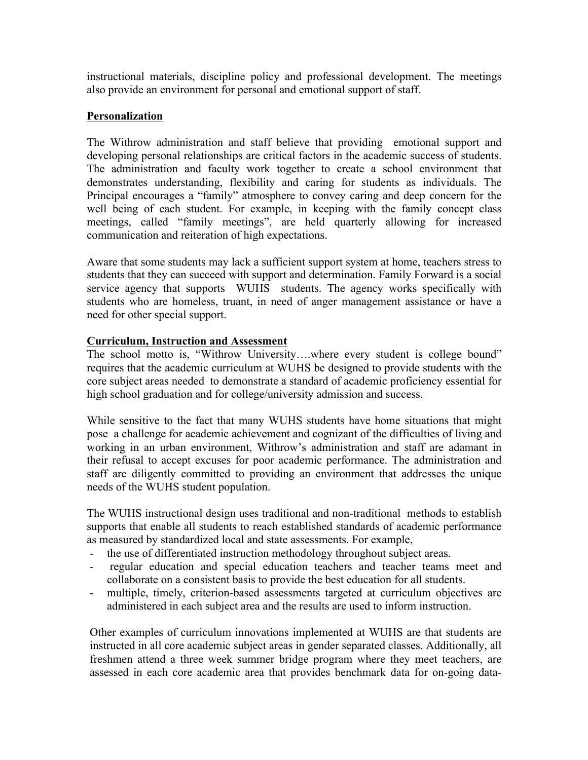instructional materials, discipline policy and professional development. The meetings also provide an environment for personal and emotional support of staff.

**Personalization**

The Withrow administration and staff believe that providing emotional support and developing personal relationships are critical factors in the academic success of students. The administration and faculty work together to create a school environment that demonstrates understanding, flexibility and caring for students as individuals. The Principal encourages a "family" atmosphere to convey caring and deep concern for the well being of each student. For example, in keeping with the family concept class meetings, called "family meetings", are held quarterly allowing for increased communication and reiteration of high expectations.

Aware that some students may lack a sufficient support system at home, teachers stress to students that they can succeed with support and determination. Family Forward is a social service agency that supports WUHS students. The agency works specifically with students who are homeless, truant, in need of anger management assistance or have a need for other special support.

**Curriculum, Instruction and Assessment**

The school motto is, "Withrow University….where every student is college bound" requires that the academic curriculum at WUHS be designed to provide students with the core subject areas needed to demonstrate a standard of academic proficiency essential for high school graduation and for college/university admission and success.

While sensitive to the fact that many WUHS students have home situations that might pose a challenge for academic achievement and cognizant of the difficulties of living and working in an urban environment, Withrow's administration and staff are adamant in their refusal to accept excuses for poor academic performance. The administration and staff are diligently committed to providing an environment that addresses the unique needs of the WUHS student population.

The WUHS instructional design uses traditional and non-traditional methods to establish supports that enable all students to reach established standards of academic performance as measured by standardized local and state assessments. For example,

- the use of differentiated instruction methodology throughout subject areas.
- regular education and special education teachers and teacher teams meet and collaborate on a consistent basis to provide the best education for all students.
- multiple, timely, criterion-based assessments targeted at curriculum objectives are administered in each subject area and the results are used to inform instruction.

Other examples of curriculum innovations implemented at WUHS are that students are instructed in all core academic subject areas in gender separated classes. Additionally, all freshmen attend a three week summer bridge program where they meet teachers, are assessed in each core academic area that provides benchmark data for on-going data-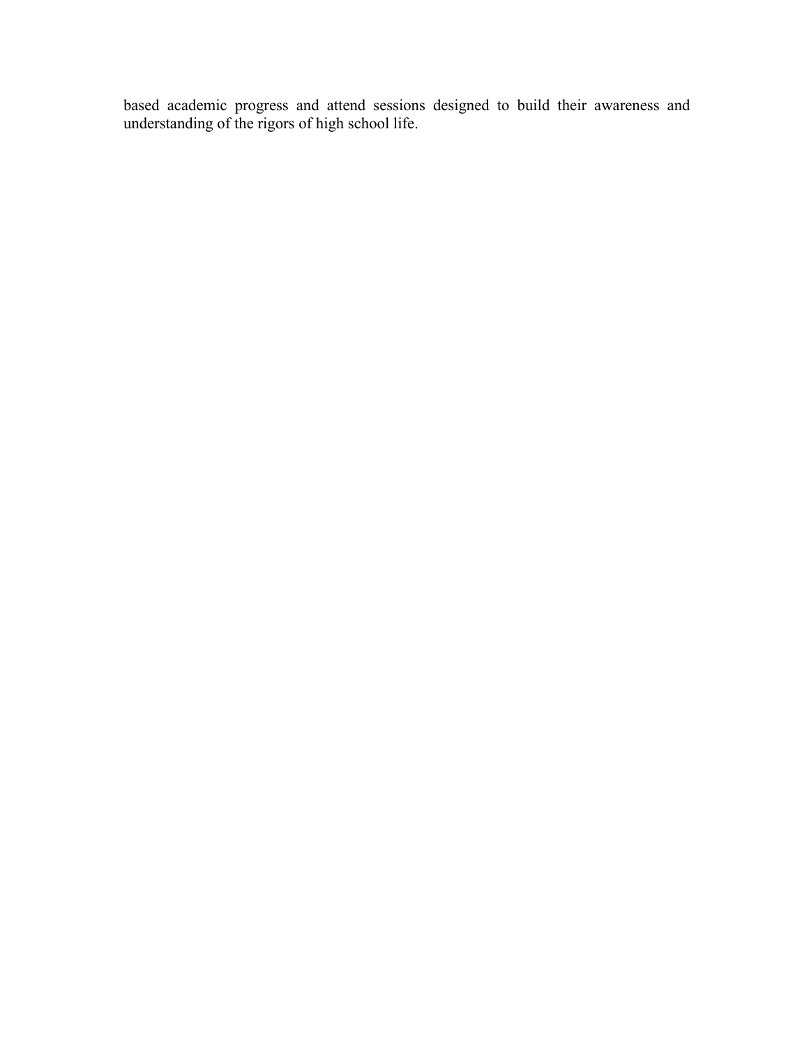based academic progress and attend sessions designed to build their awareness and understanding of the rigors of high school life.